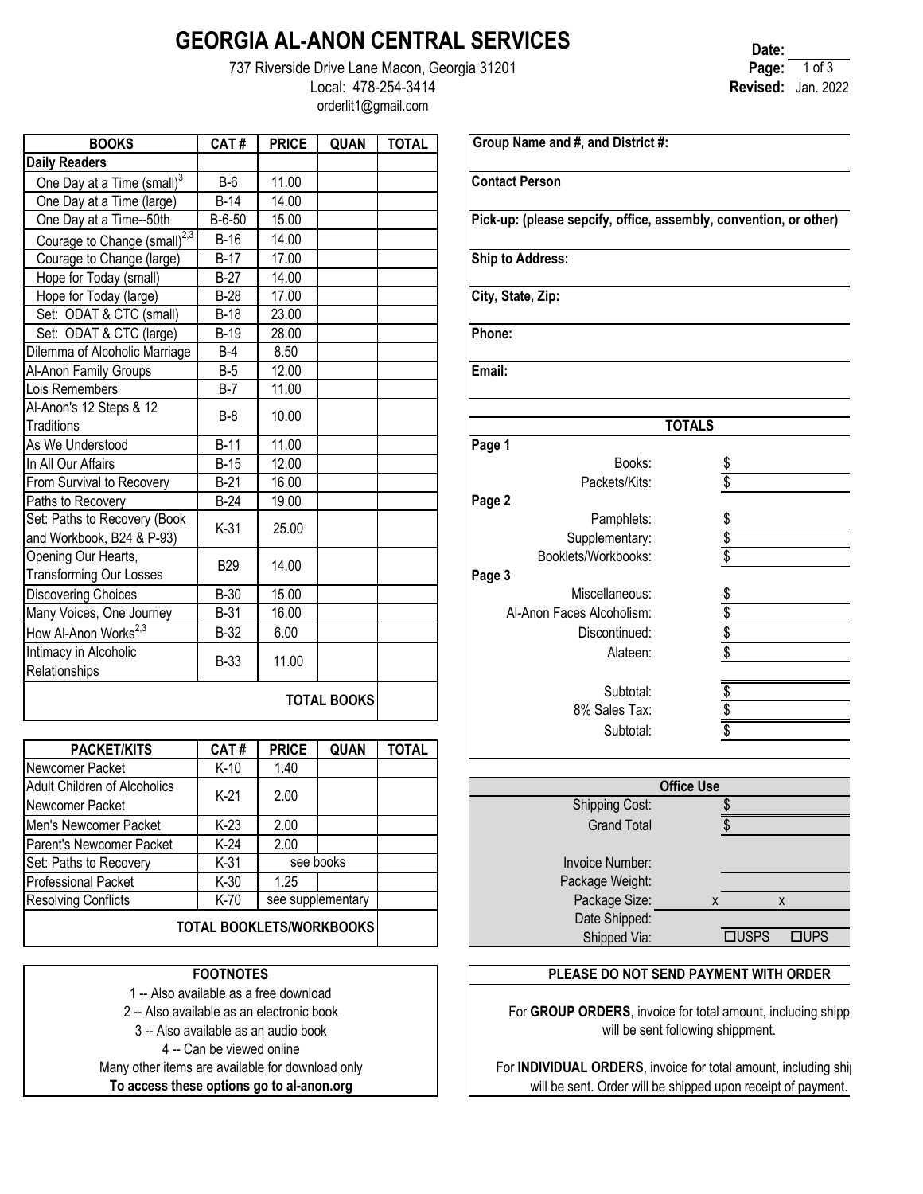# GEORGIA AL-ANON CENTRAL SERVICES

737 Riverside Drive Lane Macon, Georgia 31201
Local: 478-254-3414
orderlit1@gmail.com

**Date:** ________
**Page:** 1 of 3
**Revised:** Jan. 2022

| BOOKS | CAT # | PRICE | QUAN | TOTAL |
|---|---|---|---|---|
| **Daily Readers** | | | | |
| One Day at a Time (small)[3] | B-6 | 11.00 | | |
| One Day at a Time (large) | B-14 | 14.00 | | |
| One Day at a Time--50th | B-6-50 | 15.00 | | |
| Courage to Change (small)[2,3] | B-16 | 14.00 | | |
| Courage to Change (large) | B-17 | 17.00 | | |
| Hope for Today (small) | B-27 | 14.00 | | |
| Hope for Today (large) | B-28 | 17.00 | | |
| Set: ODAT & CTC (small) | B-18 | 23.00 | | |
| Set: ODAT & CTC (large) | B-19 | 28.00 | | |
| Dilemma of Alcoholic Marriage | B-4 | 8.50 | | |
| Al-Anon Family Groups | B-5 | 12.00 | | |
| Lois Remembers | B-7 | 11.00 | | |
| Al-Anon's 12 Steps & 12 Traditions | B-8 | 10.00 | | |
| As We Understood | B-11 | 11.00 | | |
| In All Our Affairs | B-15 | 12.00 | | |
| From Survival to Recovery | B-21 | 16.00 | | |
| Paths to Recovery | B-24 | 19.00 | | |
| Set: Paths to Recovery (Book and Workbook, B24 & P-93) | K-31 | 25.00 | | |
| Opening Our Hearts, Transforming Our Losses | B29 | 14.00 | | |
| Discovering Choices | B-30 | 15.00 | | |
| Many Voices, One Journey | B-31 | 16.00 | | |
| How Al-Anon Works[2,3] | B-32 | 6.00 | | |
| Intimacy in Alcoholic Relationships | B-33 | 11.00 | | |
| | | | **TOTAL BOOKS** | |

| PACKET/KITS | CAT # | PRICE | QUAN | TOTAL |
|---|---|---|---|---|
| Newcomer Packet | K-10 | 1.40 | | |
| Adult Children of Alcoholics Newcomer Packet | K-21 | 2.00 | | |
| Men's Newcomer Packet | K-23 | 2.00 | | |
| Parent's Newcomer Packet | K-24 | 2.00 | | |
| Set: Paths to Recovery | K-31 | see books | | |
| Professional Packet | K-30 | 1.25 | | |
| Resolving Conflicts | K-70 | see supplementary | | |
| | | | **TOTAL BOOKLETS/WORKBOOKS** | |

**FOOTNOTES**

1 -- Also available as a free download
2 -- Also available as an electronic book
3 -- Also available as an audio book
4 -- Can be viewed online
Many other items are available for download only
**To access these options go to al-anon.org**

**Group Name and #, and District #:**

**Contact Person**

**Pick-up: (please sepcify, office, assembly, convention, or other)**

**Ship to Address:**

**City, State, Zip:**

**Phone:**

**Email:**

| TOTALS | |
|---|---|
| **Page 1** | |
| Books: | $ |
| Packets/Kits: | $ |
| **Page 2** | |
| Pamphlets: | $ |
| Supplementary: | $ |
| Booklets/Workbooks: | $ |
| **Page 3** | |
| Miscellaneous: | $ |
| Al-Anon Faces Alcoholism: | $ |
| Discontinued: | $ |
| Alateen: | $ |
| Subtotal: | $ |
| 8% Sales Tax: | $ |
| Subtotal: | $ |

| Office Use | |
|---|---|
| Shipping Cost: | $ |
| Grand Total | $ |
| Invoice Number: | |
| Package Weight: | |
| Package Size: | x x |
| Date Shipped: | |
| Shipped Via: | ☐USPS ☐UPS |

**PLEASE DO NOT SEND PAYMENT WITH ORDER**

For **GROUP ORDERS**, invoice for total amount, including shipp will be sent following shippment.

For **INDIVIDUAL ORDERS**, invoice for total amount, including shi will be sent. Order will be shipped upon receipt of payment.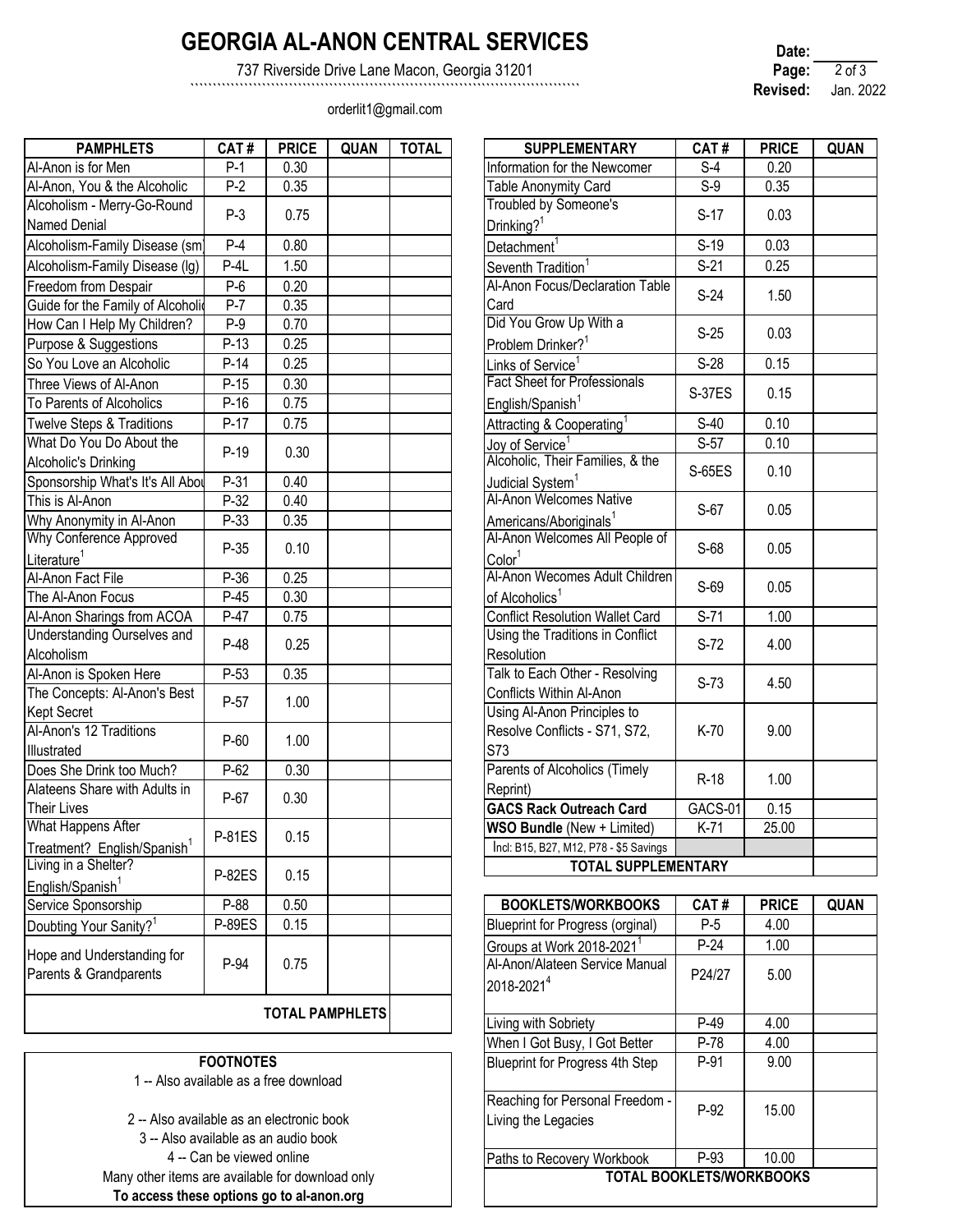# GEORGIA AL-ANON CENTRAL SERVICES

737 Riverside Drive Lane Macon, Georgia 31201

orderlit1@gmail.com

**Date:** ______
**Revised:** Jan. 2022

| PAMPHLETS | CAT # | PRICE | QUAN | TOTAL |
|---|---|---|---|---|
| Al-Anon is for Men | P-1 | 0.30 | | |
| Al-Anon, You & the Alcoholic | P-2 | 0.35 | | |
| Alcoholism - Merry-Go-Round Named Denial | P-3 | 0.75 | | |
| Alcoholism-Family Disease (sm) | P-4 | 0.80 | | |
| Alcoholism-Family Disease (lg) | P-4L | 1.50 | | |
| Freedom from Despair | P-6 | 0.20 | | |
| Guide for the Family of Alcoholic | P-7 | 0.35 | | |
| How Can I Help My Children? | P-9 | 0.70 | | |
| Purpose & Suggestions | P-13 | 0.25 | | |
| So You Love an Alcoholic | P-14 | 0.25 | | |
| Three Views of Al-Anon | P-15 | 0.30 | | |
| To Parents of Alcoholics | P-16 | 0.75 | | |
| Twelve Steps & Traditions | P-17 | 0.75 | | |
| What Do You Do About the Alcoholic's Drinking | P-19 | 0.30 | | |
| Sponsorship What's It's All About | P-31 | 0.40 | | |
| This is Al-Anon | P-32 | 0.40 | | |
| Why Anonymity in Al-Anon | P-33 | 0.35 | | |
| Why Conference Approved Literature[1] | P-35 | 0.10 | | |
| Al-Anon Fact File | P-36 | 0.25 | | |
| The Al-Anon Focus | P-45 | 0.30 | | |
| Al-Anon Sharings from ACOA | P-47 | 0.75 | | |
| Understanding Ourselves and Alcoholism | P-48 | 0.25 | | |
| Al-Anon is Spoken Here | P-53 | 0.35 | | |
| The Concepts: Al-Anon's Best Kept Secret | P-57 | 1.00 | | |
| Al-Anon's 12 Traditions Illustrated | P-60 | 1.00 | | |
| Does She Drink too Much? | P-62 | 0.30 | | |
| Alateens Share with Adults in Their Lives | P-67 | 0.30 | | |
| What Happens After Treatment? English/Spanish[1] | P-81ES | 0.15 | | |
| Living in a Shelter? English/Spanish[1] | P-82ES | 0.15 | | |
| Service Sponsorship | P-88 | 0.50 | | |
| Doubting Your Sanity?[1] | P-89ES | 0.15 | | |
| Hope and Understanding for Parents & Grandparents | P-94 | 0.75 | | |
| | | | **TOTAL PAMPHLETS** | |

| SUPPLEMENTARY | CAT # | PRICE | QUAN |
|---|---|---|---|
| Information for the Newcomer | S-4 | 0.20 | |
| Table Anonymity Card | S-9 | 0.35 | |
| Troubled by Someone's Drinking?[1] | S-17 | 0.03 | |
| Detachment[1] | S-19 | 0.03 | |
| Seventh Tradition[1] | S-21 | 0.25 | |
| Al-Anon Focus/Declaration Table Card | S-24 | 1.50 | |
| Did You Grow Up With a Problem Drinker?[1] | S-25 | 0.03 | |
| Links of Service[1] | S-28 | 0.15 | |
| Fact Sheet for Professionals English/Spanish[1] | S-37ES | 0.15 | |
| Attracting & Cooperating[1] | S-40 | 0.10 | |
| Joy of Service[1] | S-57 | 0.10 | |
| Alcoholic, Their Families, & the Judicial System[1] | S-65ES | 0.10 | |
| Al-Anon Welcomes Native Americans/Aboriginals[1] | S-67 | 0.05 | |
| Al-Anon Welcomes All People of Color[1] | S-68 | 0.05 | |
| Al-Anon Wecomes Adult Children of Alcoholics[1] | S-69 | 0.05 | |
| Conflict Resolution Wallet Card | S-71 | 1.00 | |
| Using the Traditions in Conflict Resolution | S-72 | 4.00 | |
| Talk to Each Other - Resolving Conflicts Within Al-Anon | S-73 | 4.50 | |
| Using Al-Anon Principles to Resolve Conflicts - S71, S72, S73 | K-70 | 9.00 | |
| Parents of Alcoholics (Timely Reprint) | R-18 | 1.00 | |
| **GACS Rack Outreach Card** | GACS-01 | 0.15 | |
| **WSO Bundle** (New + Limited) | K-71 | 25.00 | |
| Incl: B15, B27, M12, P78 - $5 Savings | | | |
| **TOTAL SUPPLEMENTARY** | | | |

| BOOKLETS/WORKBOOKS | CAT # | PRICE | QUAN |
|---|---|---|---|
| Blueprint for Progress (orginal) | P-5 | 4.00 | |
| Groups at Work 2018-2021[1] | P-24 | 1.00 | |
| Al-Anon/Alateen Service Manual 2018-2021[4] | P24/27 | 5.00 | |
| Living with Sobriety | P-49 | 4.00 | |
| When I Got Busy, I Got Better | P-78 | 4.00 | |
| Blueprint for Progress 4th Step | P-91 | 9.00 | |
| Reaching for Personal Freedom - Living the Legacies | P-92 | 15.00 | |
| Paths to Recovery Workbook | P-93 | 10.00 | |
| **TOTAL BOOKLETS/WORKBOOKS** | | | |

**FOOTNOTES**

1 -- Also available as a free download

2 -- Also available as an electronic book

3 -- Also available as an audio book

4 -- Can be viewed online

Many other items are available for download only

**To access these options go to al-anon.org**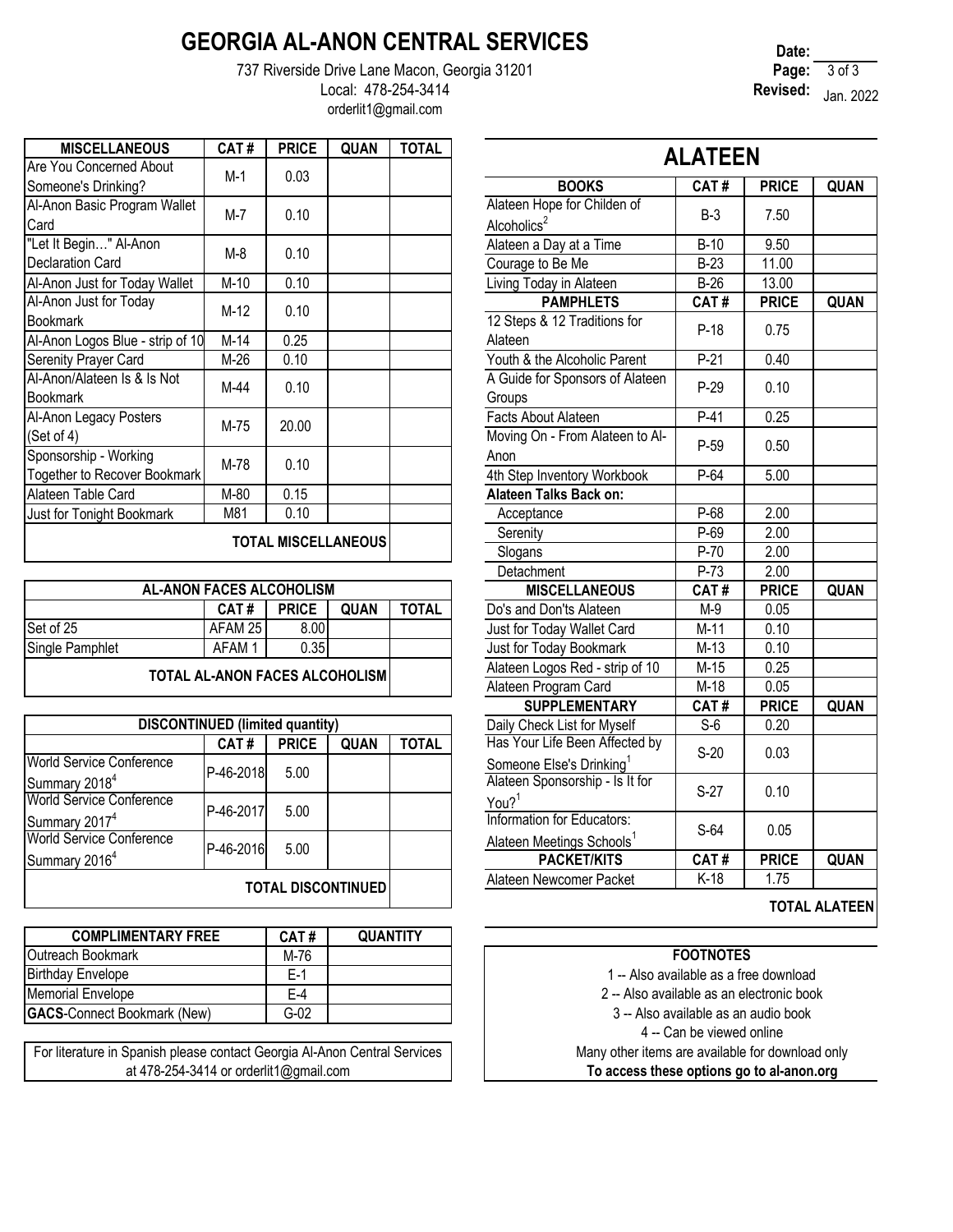# GEORGIA AL-ANON CENTRAL SERVICES

737 Riverside Drive Lane Macon, Georgia 31201
Local: 478-254-3414
orderlit1@gmail.com

**Date:**
**Page:** 3 of 3
**Revised:** Jan. 2022

| MISCELLANEOUS | CAT # | PRICE | QUAN | TOTAL |
|---|---|---|---|---|
| Are You Concerned About Someone's Drinking? | M-1 | 0.03 | | |
| Al-Anon Basic Program Wallet Card | M-7 | 0.10 | | |
| "Let It Begin…" Al-Anon Declaration Card | M-8 | 0.10 | | |
| Al-Anon Just for Today Wallet | M-10 | 0.10 | | |
| Al-Anon Just for Today Bookmark | M-12 | 0.10 | | |
| Al-Anon Logos Blue - strip of 10 | M-14 | 0.25 | | |
| Serenity Prayer Card | M-26 | 0.10 | | |
| Al-Anon/Alateen Is & Is Not Bookmark | M-44 | 0.10 | | |
| Al-Anon Legacy Posters (Set of 4) | M-75 | 20.00 | | |
| Sponsorship - Working Together to Recover Bookmark | M-78 | 0.10 | | |
| Alateen Table Card | M-80 | 0.15 | | |
| Just for Tonight Bookmark | M81 | 0.10 | | |
| **TOTAL MISCELLANEOUS** | | | | |

| AL-ANON FACES ALCOHOLISM | CAT # | PRICE | QUAN | TOTAL |
|---|---|---|---|---|
| Set of 25 | AFAM 25 | 8.00 | | |
| Single Pamphlet | AFAM 1 | 0.35 | | |
| **TOTAL AL-ANON FACES ALCOHOLISM** | | | | |

| DISCONTINUED (limited quantity) | CAT # | PRICE | QUAN | TOTAL |
|---|---|---|---|---|
| World Service Conference Summary 2018[4] | P-46-2018 | 5.00 | | |
| World Service Conference Summary 2017[4] | P-46-2017 | 5.00 | | |
| World Service Conference Summary 2016[4] | P-46-2016 | 5.00 | | |
| **TOTAL DISCONTINUED** | | | | |

| COMPLIMENTARY FREE | CAT # | QUANTITY |
|---|---|---|
| Outreach Bookmark | M-76 | |
| Birthday Envelope | E-1 | |
| Memorial Envelope | E-4 | |
| **GACS**-Connect Bookmark (New) | G-02 | |

For literature in Spanish please contact Georgia Al-Anon Central Services at 478-254-3414 or orderlit1@gmail.com

## ALATEEN

| BOOKS | CAT # | PRICE | QUAN |
|---|---|---|---|
| Alateen Hope for Childen of Alcoholics[2] | B-3 | 7.50 | |
| Alateen a Day at a Time | B-10 | 9.50 | |
| Courage to Be Me | B-23 | 11.00 | |
| Living Today in Alateen | B-26 | 13.00 | |
| **PAMPHLETS** | **CAT #** | **PRICE** | **QUAN** |
| 12 Steps & 12 Traditions for Alateen | P-18 | 0.75 | |
| Youth & the Alcoholic Parent | P-21 | 0.40 | |
| A Guide for Sponsors of Alateen Groups | P-29 | 0.10 | |
| Facts About Alateen | P-41 | 0.25 | |
| Moving On - From Alateen to Al-Anon | P-59 | 0.50 | |
| 4th Step Inventory Workbook | P-64 | 5.00 | |
| **Alateen Talks Back on:** | | | |
| Acceptance | P-68 | 2.00 | |
| Serenity | P-69 | 2.00 | |
| Slogans | P-70 | 2.00 | |
| Detachment | P-73 | 2.00 | |
| **MISCELLANEOUS** | **CAT #** | **PRICE** | **QUAN** |
| Do's and Don'ts Alateen | M-9 | 0.05 | |
| Just for Today Wallet Card | M-11 | 0.10 | |
| Just for Today Bookmark | M-13 | 0.10 | |
| Alateen Logos Red - strip of 10 | M-15 | 0.25 | |
| Alateen Program Card | M-18 | 0.05 | |
| **SUPPLEMENTARY** | **CAT #** | **PRICE** | **QUAN** |
| Daily Check List for Myself | S-6 | 0.20 | |
| Has Your Life Been Affected by Someone Else's Drinking[1] | S-20 | 0.03 | |
| Alateen Sponsorship - Is It for You?[1] | S-27 | 0.10 | |
| Information for Educators: Alateen Meetings Schools[1] | S-64 | 0.05 | |
| **PACKET/KITS** | **CAT #** | **PRICE** | **QUAN** |
| Alateen Newcomer Packet | K-18 | 1.75 | |
| **TOTAL ALATEEN** | | | |

**FOOTNOTES**

1 -- Also available as a free download
2 -- Also available as an electronic book
3 -- Also available as an audio book
4 -- Can be viewed online
Many other items are available for download only
**To access these options go to al-anon.org**